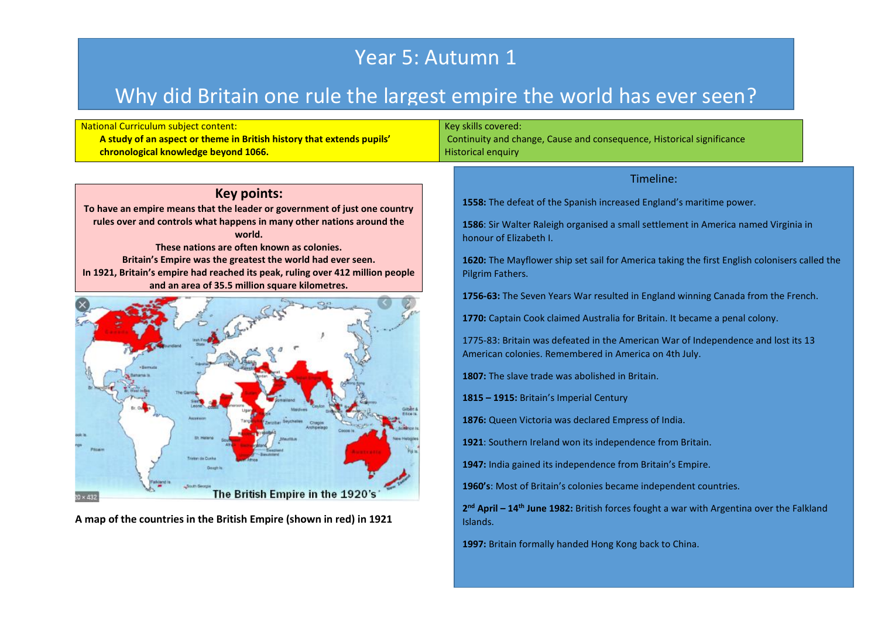# Year 5: Autumn 1

## Why did Britain one rule the largest empire the world has ever seen?

| National Curriculum subject content: | Key skills covered: |
| --- | --- |
| **A study of an aspect or theme in British history that extends pupils' chronological knowledge beyond 1066.** | Continuity and change, Cause and consequence, Historical significance Historical enquiry |

### Key points:

**To have an empire means that the leader or government of just one country rules over and controls what happens in many other nations around the world.**

**These nations are often known as colonies.**

**Britain's Empire was the greatest the world had ever seen.**

**In 1921, Britain's empire had reached its peak, ruling over 412 million people and an area of 35.5 million square kilometres.**

**A map of the countries in the British Empire (shown in red) in 1921**

### Timeline:

**1558:** The defeat of the Spanish increased England's maritime power.

**1586**: Sir Walter Raleigh organised a small settlement in America named Virginia in honour of Elizabeth I.

**1620:** The Mayflower ship set sail for America taking the first English colonisers called the Pilgrim Fathers.

**1756-63:** The Seven Years War resulted in England winning Canada from the French.

**1770:** Captain Cook claimed Australia for Britain. It became a penal colony.

1775-83: Britain was defeated in the American War of Independence and lost its 13 American colonies. Remembered in America on 4th July.

**1807:** The slave trade was abolished in Britain.

**1815 – 1915:** Britain's Imperial Century

**1876:** Queen Victoria was declared Empress of India.

**1921**: Southern Ireland won its independence from Britain.

**1947:** India gained its independence from Britain's Empire.

**1960's**: Most of Britain's colonies became independent countries.

**2nd April – 14th June 1982:** British forces fought a war with Argentina over the Falkland Islands.

**1997:** Britain formally handed Hong Kong back to China.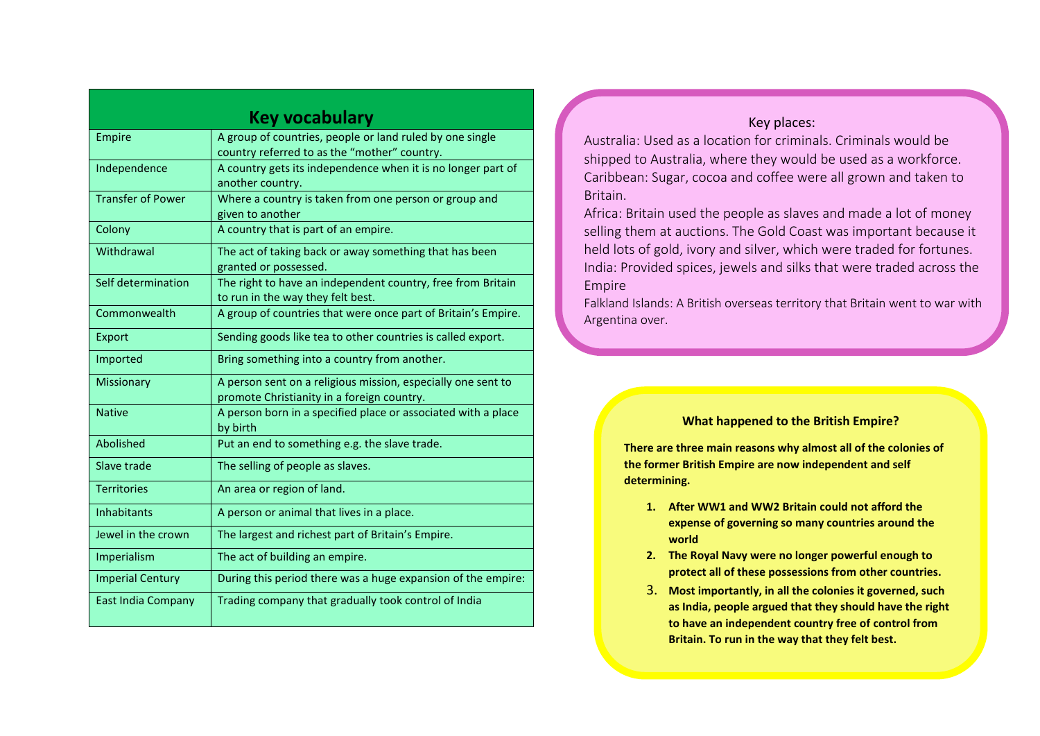## Key vocabulary

| | |
|---|---|
| Empire | A group of countries, people or land ruled by one single country referred to as the "mother" country. |
| Independence | A country gets its independence when it is no longer part of another country. |
| Transfer of Power | Where a country is taken from one person or group and given to another |
| Colony | A country that is part of an empire. |
| Withdrawal | The act of taking back or away something that has been granted or possessed. |
| Self determination | The right to have an independent country, free from Britain to run in the way they felt best. |
| Commonwealth | A group of countries that were once part of Britain's Empire. |
| Export | Sending goods like tea to other countries is called export. |
| Imported | Bring something into a country from another. |
| Missionary | A person sent on a religious mission, especially one sent to promote Christianity in a foreign country. |
| Native | A person born in a specified place or associated with a place by birth |
| Abolished | Put an end to something e.g. the slave trade. |
| Slave trade | The selling of people as slaves. |
| Territories | An area or region of land. |
| Inhabitants | A person or animal that lives in a place. |
| Jewel in the crown | The largest and richest part of Britain's Empire. |
| Imperialism | The act of building an empire. |
| Imperial Century | During this period there was a huge expansion of the empire: |
| East India Company | Trading company that gradually took control of India |

## Key places:

Australia: Used as a location for criminals. Criminals would be shipped to Australia, where they would be used as a workforce.
Caribbean: Sugar, cocoa and coffee were all grown and taken to Britain.
Africa: Britain used the people as slaves and made a lot of money selling them at auctions. The Gold Coast was important because it held lots of gold, ivory and silver, which were traded for fortunes.
India: Provided spices, jewels and silks that were traded across the Empire
Falkland Islands: A British overseas territory that Britain went to war with Argentina over.

## What happened to the British Empire?

**There are three main reasons why almost all of the colonies of the former British Empire are now independent and self determining.**

1. **After WW1 and WW2 Britain could not afford the expense of governing so many countries around the world**
2. **The Royal Navy were no longer powerful enough to protect all of these possessions from other countries.**
3. **Most importantly, in all the colonies it governed, such as India, people argued that they should have the right to have an independent country free of control from Britain. To run in the way that they felt best.**